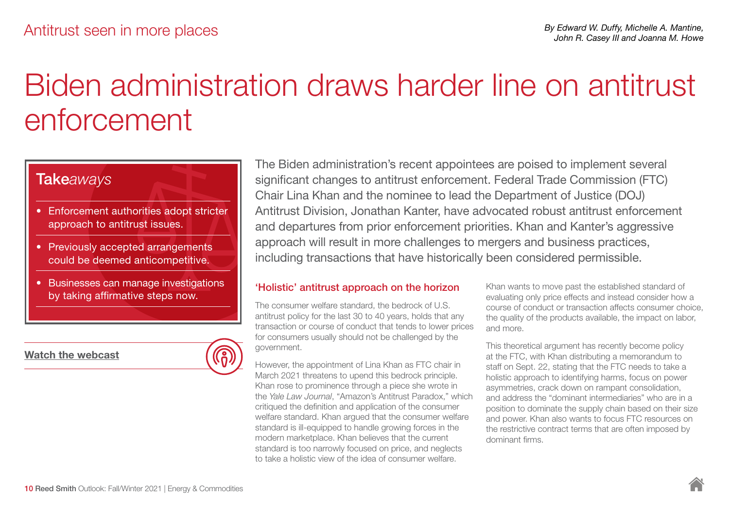Antitrust seen in more places

*By Edward W. Duffy, Michelle A. Mantine, John R. Casey III and Joanna M. Howe*

# Biden administration draws harder line on antitrust enforcement

**Take*aways***

- Enforcement authorities adopt stricter approach to antitrust issues.
- Previously accepted arrangements could be deemed anticompetitive.
- Businesses can manage investigations by taking affirmative steps now.

**Watch the webcast**

The Biden administration's recent appointees are poised to implement several significant changes to antitrust enforcement. Federal Trade Commission (FTC) Chair Lina Khan and the nominee to lead the Department of Justice (DOJ) Antitrust Division, Jonathan Kanter, have advocated robust antitrust enforcement and departures from prior enforcement priorities. Khan and Kanter's aggressive approach will result in more challenges to mergers and business practices, including transactions that have historically been considered permissible.

## 'Holistic' antitrust approach on the horizon

The consumer welfare standard, the bedrock of U.S. antitrust policy for the last 30 to 40 years, holds that any transaction or course of conduct that tends to lower prices for consumers usually should not be challenged by the government.

However, the appointment of Lina Khan as FTC chair in March 2021 threatens to upend this bedrock principle. Khan rose to prominence through a piece she wrote in the *Yale Law Journal*, "Amazon's Antitrust Paradox," which critiqued the definition and application of the consumer welfare standard. Khan argued that the consumer welfare standard is ill-equipped to handle growing forces in the modern marketplace. Khan believes that the current standard is too narrowly focused on price, and neglects to take a holistic view of the idea of consumer welfare.

Khan wants to move past the established standard of evaluating only price effects and instead consider how a course of conduct or transaction affects consumer choice, the quality of the products available, the impact on labor, and more.

This theoretical argument has recently become policy at the FTC, with Khan distributing a memorandum to staff on Sept. 22, stating that the FTC needs to take a holistic approach to identifying harms, focus on power asymmetries, crack down on rampant consolidation, and address the "dominant intermediaries" who are in a position to dominate the supply chain based on their size and power. Khan also wants to focus FTC resources on the restrictive contract terms that are often imposed by dominant firms.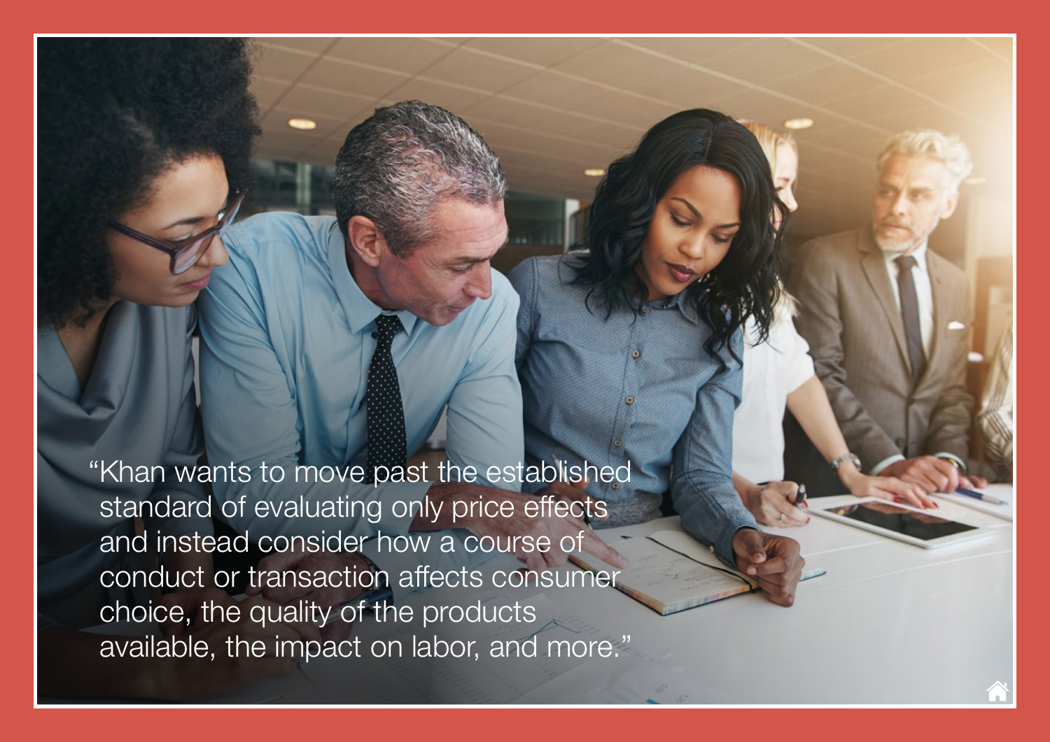"Khan wants to move past the established standard of evaluating only price effects and instead consider how a course of conduct or transaction affects consumer choice, the quality of the products available, the impact on labor, and more."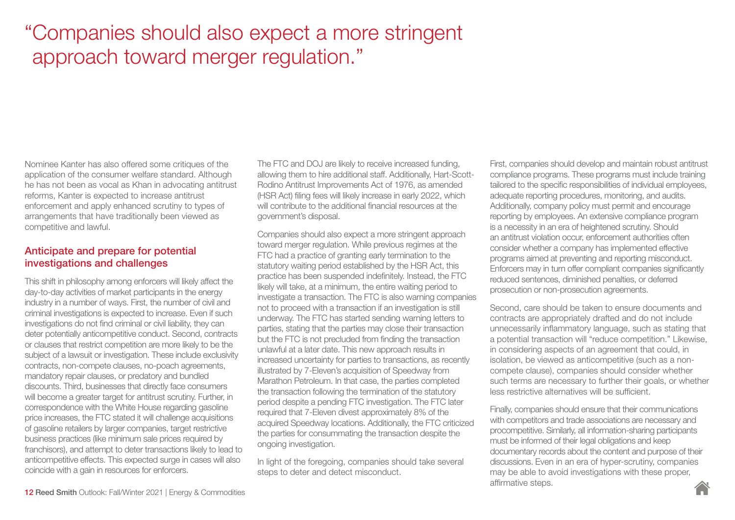> "Companies should also expect a more stringent approach toward merger regulation."

Nominee Kanter has also offered some critiques of the application of the consumer welfare standard. Although he has not been as vocal as Khan in advocating antitrust reforms, Kanter is expected to increase antitrust enforcement and apply enhanced scrutiny to types of arrangements that have traditionally been viewed as competitive and lawful.

## Anticipate and prepare for potential investigations and challenges

This shift in philosophy among enforcers will likely affect the day-to-day activities of market participants in the energy industry in a number of ways. First, the number of civil and criminal investigations is expected to increase. Even if such investigations do not find criminal or civil liability, they can deter potentially anticompetitive conduct. Second, contracts or clauses that restrict competition are more likely to be the subject of a lawsuit or investigation. These include exclusivity contracts, non-compete clauses, no-poach agreements, mandatory repair clauses, or predatory and bundled discounts. Third, businesses that directly face consumers will become a greater target for antitrust scrutiny. Further, in correspondence with the White House regarding gasoline price increases, the FTC stated it will challenge acquisitions of gasoline retailers by larger companies, target restrictive business practices (like minimum sale prices required by franchisors), and attempt to deter transactions likely to lead to anticompetitive effects. This expected surge in cases will also coincide with a gain in resources for enforcers.

The FTC and DOJ are likely to receive increased funding, allowing them to hire additional staff. Additionally, Hart-Scott-Rodino Antitrust Improvements Act of 1976, as amended (HSR Act) filing fees will likely increase in early 2022, which will contribute to the additional financial resources at the government's disposal.

Companies should also expect a more stringent approach toward merger regulation. While previous regimes at the FTC had a practice of granting early termination to the statutory waiting period established by the HSR Act, this practice has been suspended indefinitely. Instead, the FTC likely will take, at a minimum, the entire waiting period to investigate a transaction. The FTC is also warning companies not to proceed with a transaction if an investigation is still underway. The FTC has started sending warning letters to parties, stating that the parties may close their transaction but the FTC is not precluded from finding the transaction unlawful at a later date. This new approach results in increased uncertainty for parties to transactions, as recently illustrated by 7-Eleven's acquisition of Speedway from Marathon Petroleum. In that case, the parties completed the transaction following the termination of the statutory period despite a pending FTC investigation. The FTC later required that 7-Eleven divest approximately 8% of the acquired Speedway locations. Additionally, the FTC criticized the parties for consummating the transaction despite the ongoing investigation.

In light of the foregoing, companies should take several steps to deter and detect misconduct.

First, companies should develop and maintain robust antitrust compliance programs. These programs must include training tailored to the specific responsibilities of individual employees, adequate reporting procedures, monitoring, and audits. Additionally, company policy must permit and encourage reporting by employees. An extensive compliance program is a necessity in an era of heightened scrutiny. Should an antitrust violation occur, enforcement authorities often consider whether a company has implemented effective programs aimed at preventing and reporting misconduct. Enforcers may in turn offer compliant companies significantly reduced sentences, diminished penalties, or deferred prosecution or non-prosecution agreements.

Second, care should be taken to ensure documents and contracts are appropriately drafted and do not include unnecessarily inflammatory language, such as stating that a potential transaction will "reduce competition." Likewise, in considering aspects of an agreement that could, in isolation, be viewed as anticompetitive (such as a non-compete clause), companies should consider whether such terms are necessary to further their goals, or whether less restrictive alternatives will be sufficient.

Finally, companies should ensure that their communications with competitors and trade associations are necessary and procompetitive. Similarly, all information-sharing participants must be informed of their legal obligations and keep documentary records about the content and purpose of their discussions. Even in an era of hyper-scrutiny, companies may be able to avoid investigations with these proper, affirmative steps.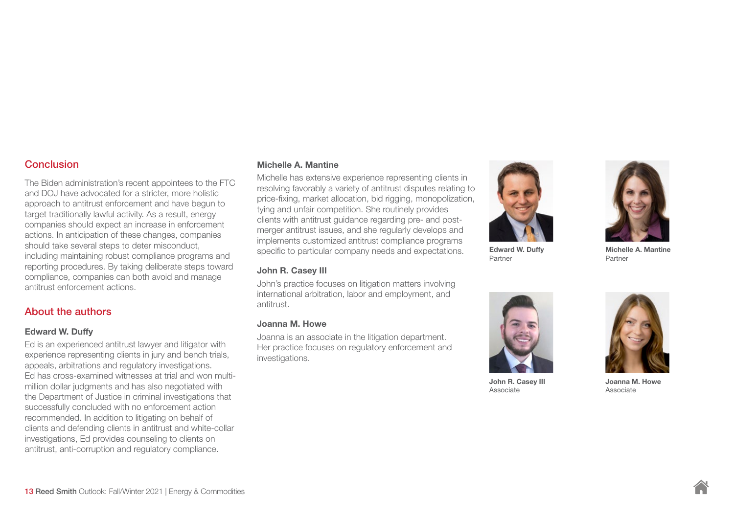## Conclusion

The Biden administration's recent appointees to the FTC and DOJ have advocated for a stricter, more holistic approach to antitrust enforcement and have begun to target traditionally lawful activity. As a result, energy companies should expect an increase in enforcement actions. In anticipation of these changes, companies should take several steps to deter misconduct, including maintaining robust compliance programs and reporting procedures. By taking deliberate steps toward compliance, companies can both avoid and manage antitrust enforcement actions.

## About the authors

### Edward W. Duffy

Ed is an experienced antitrust lawyer and litigator with experience representing clients in jury and bench trials, appeals, arbitrations and regulatory investigations. Ed has cross-examined witnesses at trial and won multi-million dollar judgments and has also negotiated with the Department of Justice in criminal investigations that successfully concluded with no enforcement action recommended. In addition to litigating on behalf of clients and defending clients in antitrust and white-collar investigations, Ed provides counseling to clients on antitrust, anti-corruption and regulatory compliance.

### Michelle A. Mantine

Michelle has extensive experience representing clients in resolving favorably a variety of antitrust disputes relating to price-fixing, market allocation, bid rigging, monopolization, tying and unfair competition. She routinely provides clients with antitrust guidance regarding pre- and post-merger antitrust issues, and she regularly develops and implements customized antitrust compliance programs specific to particular company needs and expectations.

### John R. Casey III

John's practice focuses on litigation matters involving international arbitration, labor and employment, and antitrust.

### Joanna M. Howe

Joanna is an associate in the litigation department. Her practice focuses on regulatory enforcement and investigations.

**Edward W. Duffy**
Partner

**Michelle A. Mantine**
Partner

**John R. Casey III**
Associate

**Joanna M. Howe**
Associate